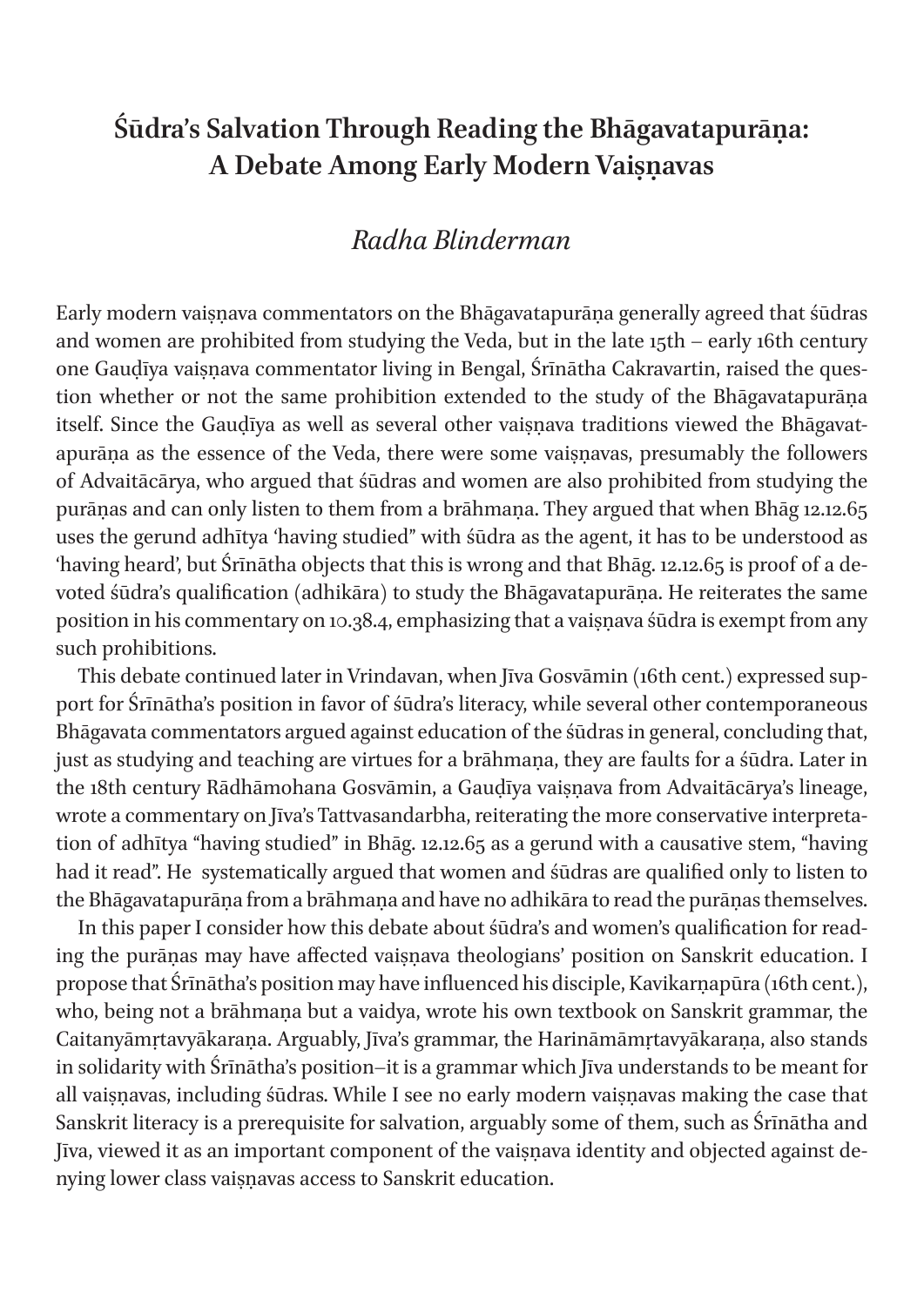# Śūdra's Salvation Through Reading the Bhāgavatapurāṇa: A Debate Among Early Modern Vaiṣṇavas

*Radha Blinderman*

Early modern vaiṣṇava commentators on the Bhāgavatapurāṇa generally agreed that śūdras and women are prohibited from studying the Veda, but in the late 15th – early 16th century one Gauḍīya vaiṣṇava commentator living in Bengal, Śrīnātha Cakravartin, raised the question whether or not the same prohibition extended to the study of the Bhāgavatapurāṇa itself. Since the Gauḍīya as well as several other vaiṣṇava traditions viewed the Bhāgavatapurāṇa as the essence of the Veda, there were some vaiṣṇavas, presumably the followers of Advaitācārya, who argued that śūdras and women are also prohibited from studying the purāṇas and can only listen to them from a brāhmaṇa. They argued that when Bhāg 12.12.65 uses the gerund adhītya 'having studied" with śūdra as the agent, it has to be understood as 'having heard', but Śrīnātha objects that this is wrong and that Bhāg. 12.12.65 is proof of a devoted śūdra's qualification (adhikāra) to study the Bhāgavatapurāṇa. He reiterates the same position in his commentary on 10.38.4, emphasizing that a vaiṣṇava śūdra is exempt from any such prohibitions.

This debate continued later in Vrindavan, when Jīva Gosvāmin (16th cent.) expressed support for Śrīnātha's position in favor of śūdra's literacy, while several other contemporaneous Bhāgavata commentators argued against education of the śūdras in general, concluding that, just as studying and teaching are virtues for a brāhmaṇa, they are faults for a śūdra. Later in the 18th century Rādhāmohana Gosvāmin, a Gauḍīya vaiṣṇava from Advaitācārya's lineage, wrote a commentary on Jīva's Tattvasandarbha, reiterating the more conservative interpretation of adhītya "having studied" in Bhāg. 12.12.65 as a gerund with a causative stem, "having had it read". He systematically argued that women and śūdras are qualified only to listen to the Bhāgavatapurāṇa from a brāhmaṇa and have no adhikāra to read the purāṇas themselves.

In this paper I consider how this debate about śūdra's and women's qualification for reading the purāṇas may have affected vaiṣṇava theologians' position on Sanskrit education. I propose that Śrīnātha's position may have influenced his disciple, Kavikarṇapūra (16th cent.), who, being not a brāhmaṇa but a vaidya, wrote his own textbook on Sanskrit grammar, the Caitanyāmṛtavyākaraṇa. Arguably, Jīva's grammar, the Harināmāmṛtavyākaraṇa, also stands in solidarity with Śrīnātha's position–it is a grammar which Jīva understands to be meant for all vaiṣṇavas, including śūdras. While I see no early modern vaiṣṇavas making the case that Sanskrit literacy is a prerequisite for salvation, arguably some of them, such as Śrīnātha and Jīva, viewed it as an important component of the vaiṣṇava identity and objected against denying lower class vaiṣṇavas access to Sanskrit education.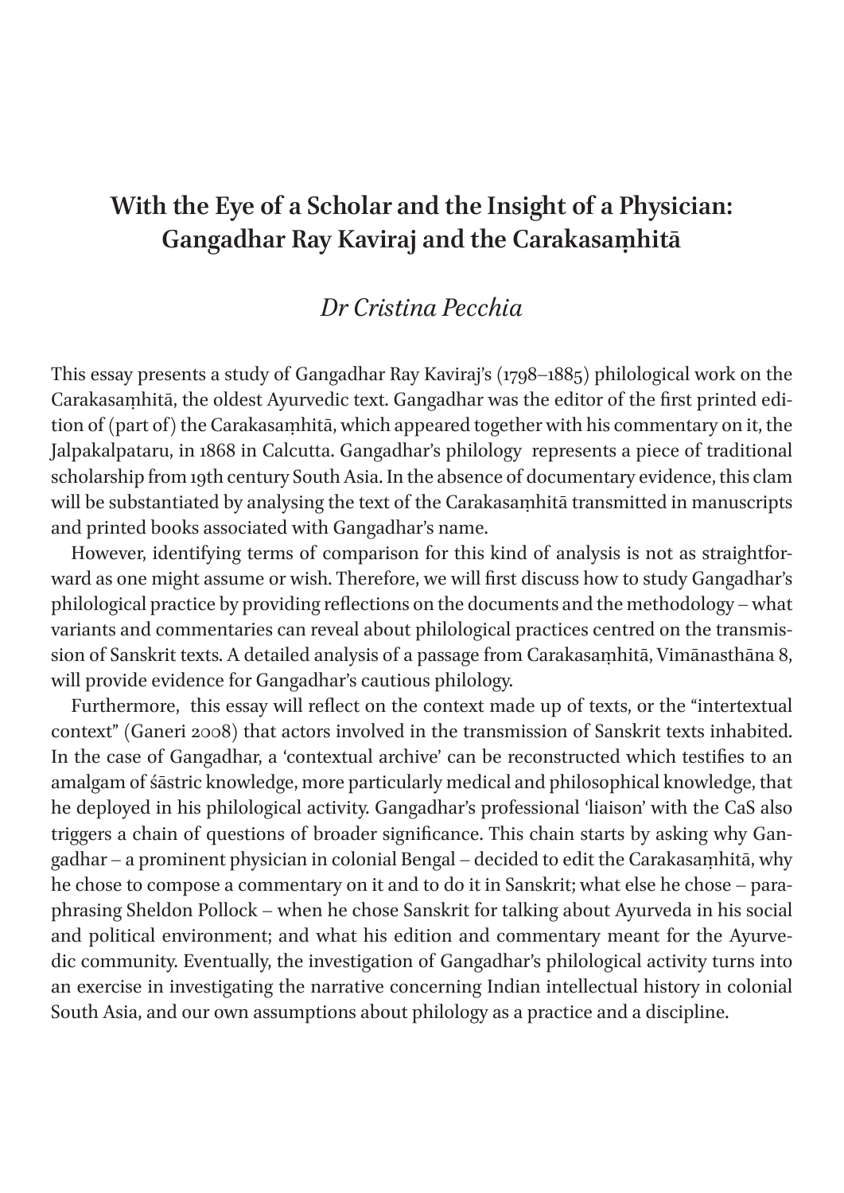# With the Eye of a Scholar and the Insight of a Physician: Gangadhar Ray Kaviraj and the Carakasaṃhitā

*Dr Cristina Pecchia*

This essay presents a study of Gangadhar Ray Kaviraj's (1798–1885) philological work on the Carakasaṃhitā, the oldest Ayurvedic text. Gangadhar was the editor of the first printed edition of (part of) the Carakasaṃhitā, which appeared together with his commentary on it, the Jalpakalpataru, in 1868 in Calcutta. Gangadhar's philology represents a piece of traditional scholarship from 19th century South Asia. In the absence of documentary evidence, this clam will be substantiated by analysing the text of the Carakasaṃhitā transmitted in manuscripts and printed books associated with Gangadhar's name.

However, identifying terms of comparison for this kind of analysis is not as straightforward as one might assume or wish. Therefore, we will first discuss how to study Gangadhar's philological practice by providing reflections on the documents and the methodology – what variants and commentaries can reveal about philological practices centred on the transmission of Sanskrit texts. A detailed analysis of a passage from Carakasaṃhitā, Vimānasthāna 8, will provide evidence for Gangadhar's cautious philology.

Furthermore, this essay will reflect on the context made up of texts, or the "intertextual context" (Ganeri 2008) that actors involved in the transmission of Sanskrit texts inhabited. In the case of Gangadhar, a 'contextual archive' can be reconstructed which testifies to an amalgam of śāstric knowledge, more particularly medical and philosophical knowledge, that he deployed in his philological activity. Gangadhar's professional 'liaison' with the CaS also triggers a chain of questions of broader significance. This chain starts by asking why Gangadhar – a prominent physician in colonial Bengal – decided to edit the Carakasaṃhitā, why he chose to compose a commentary on it and to do it in Sanskrit; what else he chose – paraphrasing Sheldon Pollock – when he chose Sanskrit for talking about Ayurveda in his social and political environment; and what his edition and commentary meant for the Ayurvedic community. Eventually, the investigation of Gangadhar's philological activity turns into an exercise in investigating the narrative concerning Indian intellectual history in colonial South Asia, and our own assumptions about philology as a practice and a discipline.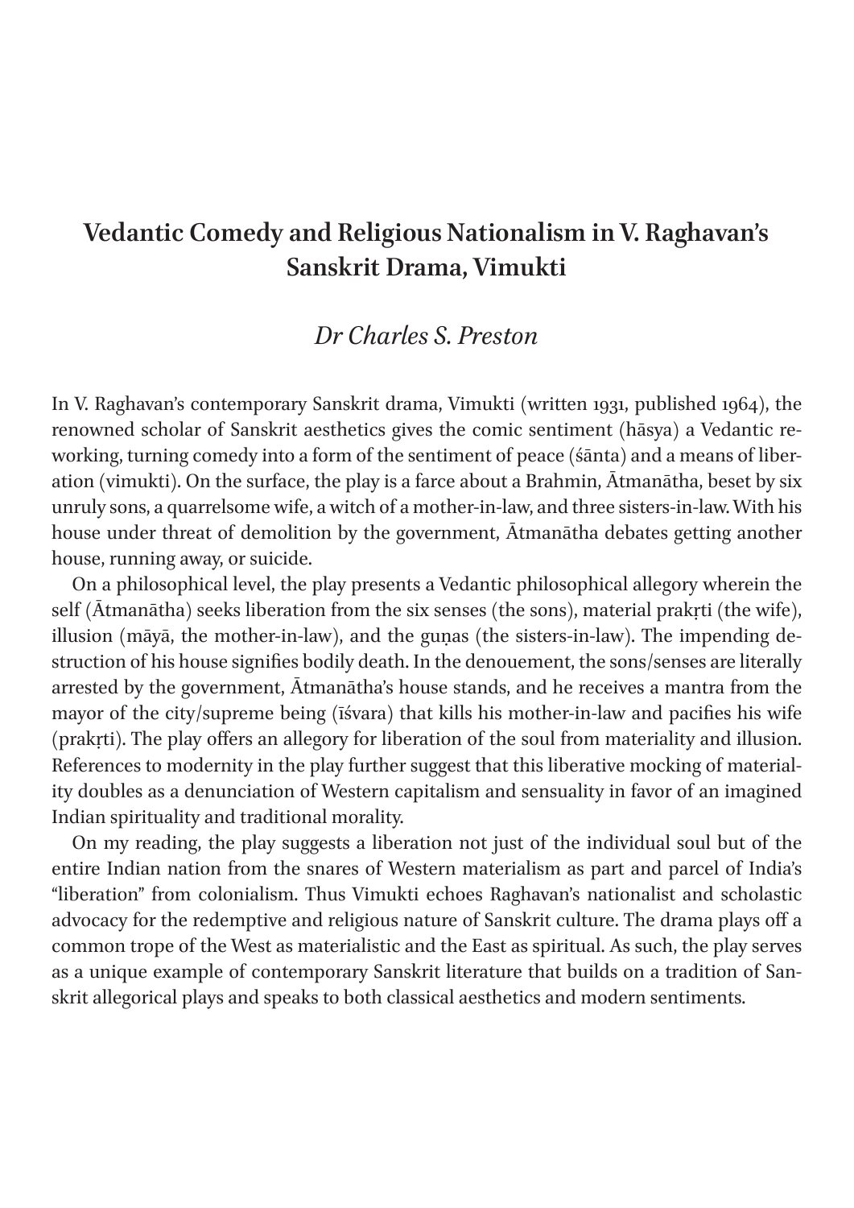## Vedantic Comedy and Religious Nationalism in V. Raghavan's Sanskrit Drama, Vimukti

*Dr Charles S. Preston*

In V. Raghavan's contemporary Sanskrit drama, Vimukti (written 1931, published 1964), the renowned scholar of Sanskrit aesthetics gives the comic sentiment (hāsya) a Vedantic reworking, turning comedy into a form of the sentiment of peace (śānta) and a means of liberation (vimukti). On the surface, the play is a farce about a Brahmin, Ātmanātha, beset by six unruly sons, a quarrelsome wife, a witch of a mother-in-law, and three sisters-in-law. With his house under threat of demolition by the government, Ātmanātha debates getting another house, running away, or suicide.

On a philosophical level, the play presents a Vedantic philosophical allegory wherein the self (Ātmanātha) seeks liberation from the six senses (the sons), material prakṛti (the wife), illusion (māyā, the mother-in-law), and the guṇas (the sisters-in-law). The impending destruction of his house signifies bodily death. In the denouement, the sons/senses are literally arrested by the government, Ātmanātha's house stands, and he receives a mantra from the mayor of the city/supreme being (īśvara) that kills his mother-in-law and pacifies his wife (prakṛti). The play offers an allegory for liberation of the soul from materiality and illusion. References to modernity in the play further suggest that this liberative mocking of materiality doubles as a denunciation of Western capitalism and sensuality in favor of an imagined Indian spirituality and traditional morality.

On my reading, the play suggests a liberation not just of the individual soul but of the entire Indian nation from the snares of Western materialism as part and parcel of India's "liberation" from colonialism. Thus Vimukti echoes Raghavan's nationalist and scholastic advocacy for the redemptive and religious nature of Sanskrit culture. The drama plays off a common trope of the West as materialistic and the East as spiritual. As such, the play serves as a unique example of contemporary Sanskrit literature that builds on a tradition of Sanskrit allegorical plays and speaks to both classical aesthetics and modern sentiments.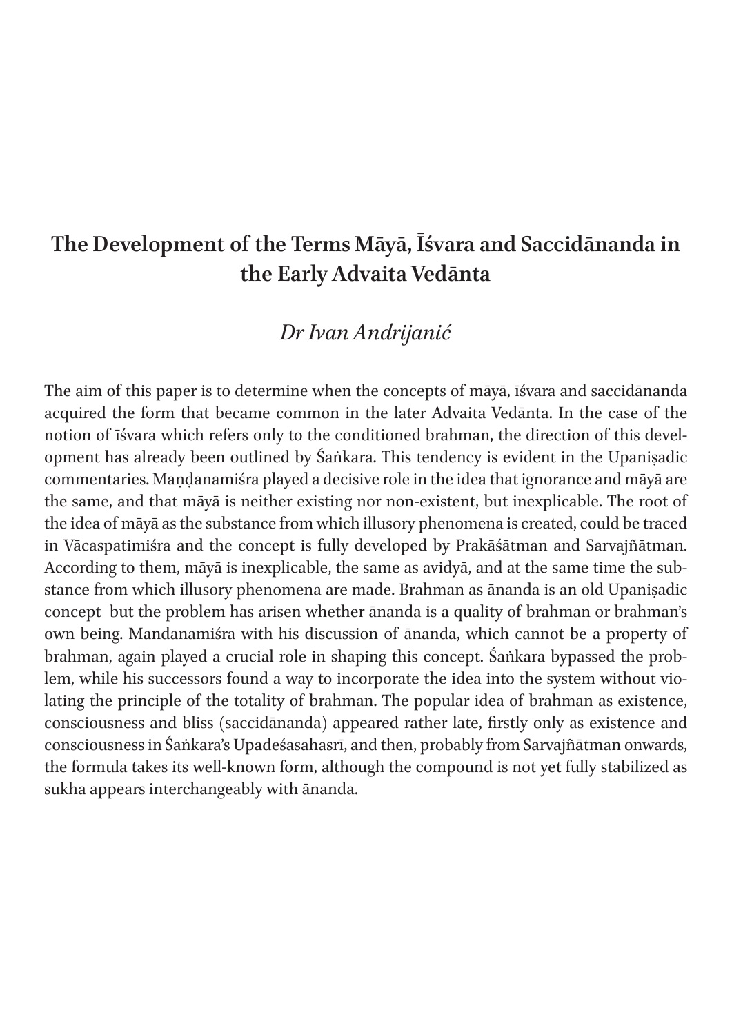# The Development of the Terms Māyā, Īśvara and Saccidānanda in the Early Advaita Vedānta

*Dr Ivan Andrijanić*

The aim of this paper is to determine when the concepts of māyā, īśvara and saccidānanda acquired the form that became common in the later Advaita Vedānta. In the case of the notion of īśvara which refers only to the conditioned brahman, the direction of this development has already been outlined by Śaṅkara. This tendency is evident in the Upaniṣadic commentaries. Maṇḍanamiśra played a decisive role in the idea that ignorance and māyā are the same, and that māyā is neither existing nor non-existent, but inexplicable. The root of the idea of māyā as the substance from which illusory phenomena is created, could be traced in Vācaspatimiśra and the concept is fully developed by Prakāśātman and Sarvajñātman. According to them, māyā is inexplicable, the same as avidyā, and at the same time the substance from which illusory phenomena are made. Brahman as ānanda is an old Upaniṣadic concept but the problem has arisen whether ānanda is a quality of brahman or brahman's own being. Mandanamiśra with his discussion of ānanda, which cannot be a property of brahman, again played a crucial role in shaping this concept. Śaṅkara bypassed the problem, while his successors found a way to incorporate the idea into the system without violating the principle of the totality of brahman. The popular idea of brahman as existence, consciousness and bliss (saccidānanda) appeared rather late, firstly only as existence and consciousness in Śaṅkara's Upadeśasahasrī, and then, probably from Sarvajñātman onwards, the formula takes its well-known form, although the compound is not yet fully stabilized as sukha appears interchangeably with ānanda.